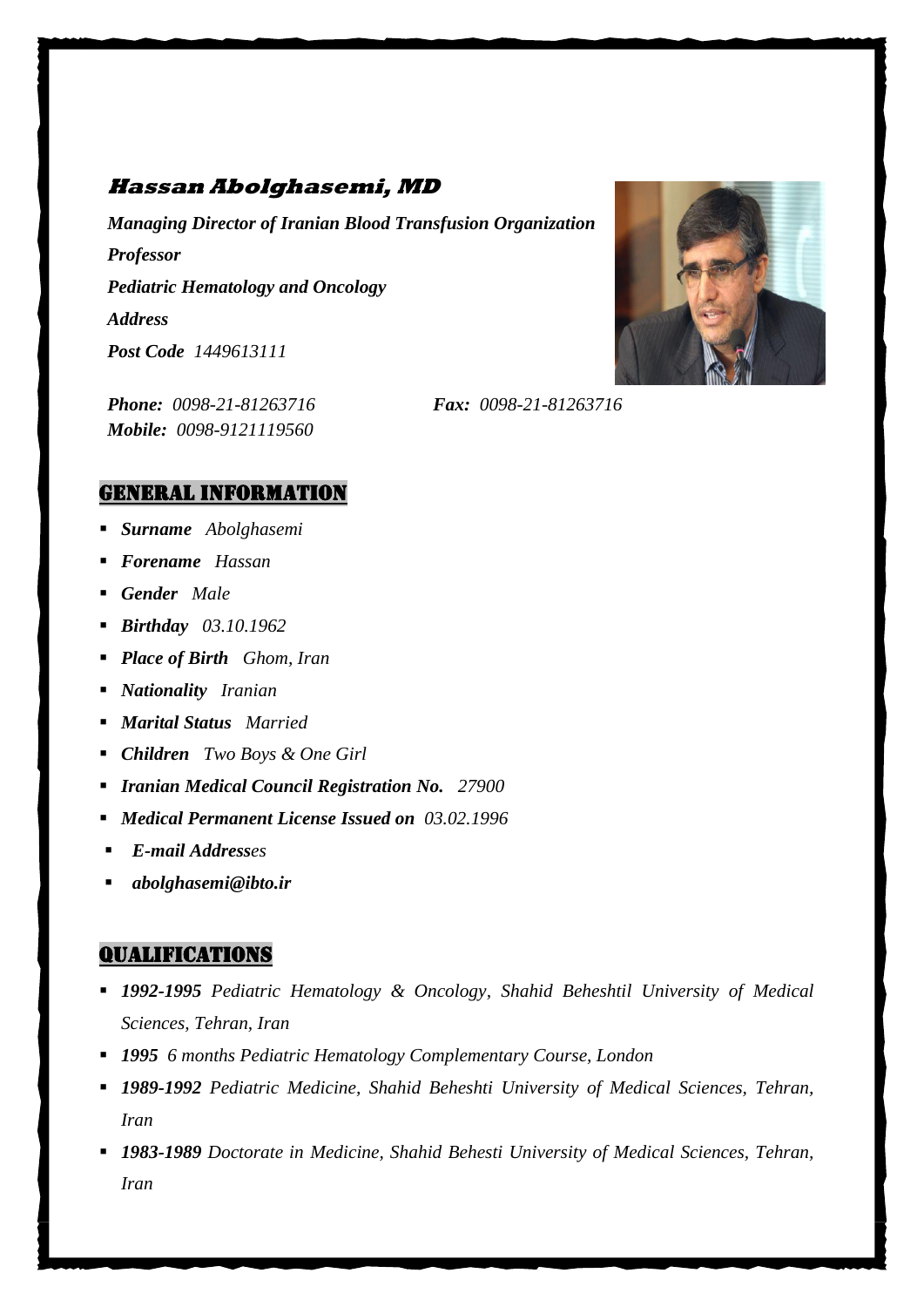# Hassan Abolghasemi, MD

***Managing Director of Iranian Blood Transfusion Organization***

***Professor***

***Pediatric Hematology and Oncology***

***Address***

***Post Code*** *1449613111*

***Phone:*** *0098-21-81263716* ***Fax:*** *0098-21-81263716*

***Mobile:*** *0098-9121119560*

## GENERAL INFORMATION

- ***Surname*** *Abolghasemi*
- ***Forename*** *Hassan*
- ***Gender*** *Male*
- ***Birthday*** *03.10.1962*
- ***Place of Birth*** *Ghom, Iran*
- ***Nationality*** *Iranian*
- ***Marital Status*** *Married*
- ***Children*** *Two Boys & One Girl*
- ***Iranian Medical Council Registration No.*** *27900*
- ***Medical Permanent License Issued on*** *03.02.1996*
- ***E-mail Address****es*
- ***abolghasemi@ibto.ir***

## QUALIFICATIONS

- ***1992-1995*** *Pediatric Hematology & Oncology, Shahid Beheshtil University of Medical Sciences, Tehran, Iran*
- ***1995*** *6 months Pediatric Hematology Complementary Course, London*
- ***1989-1992*** *Pediatric Medicine, Shahid Beheshti University of Medical Sciences, Tehran, Iran*
- ***1983-1989*** *Doctorate in Medicine, Shahid Behesti University of Medical Sciences, Tehran, Iran*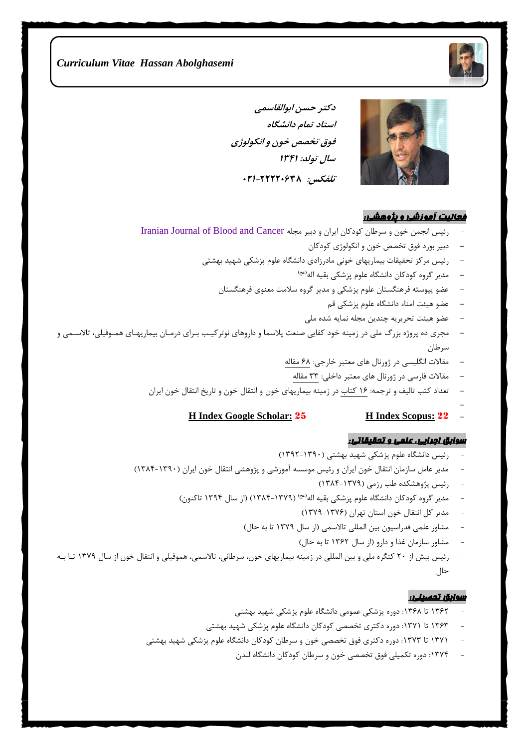*Curriculum Vitae Hassan Abolghasemi*

**دکتر حسن ابوالقاسمی**
**استاد تمام دانشگاه**
**فوق تخصص خون و انکولوژی**
**سال تولد: ۱۳۴۱**
**تلفکس: ۰۲۱-۲۲۲۲۰۶۳۸**

## فعالیت آموزشی و پژوهشی:

- رئیس انجمن خون و سرطان کودکان ایران و دبیر مجله Iranian Journal of Blood and Cancer
- دبیر بورد فوق تخصص خون و انکولوژی کودکان
- رئیس مرکز تحقیقات بیماریهای خونی مادرزادی دانشگاه علوم پزشکی شهید بهشتی
- مدیر گروه کودکان دانشگاه علوم پزشکی بقیه اله(عج)
- عضو پیوسته فرهنگستان علوم پزشکی و مدیر گروه سلامت معنوی فرهنگستان
- عضو هیئت امناء دانشگاه علوم پزشکی قم
- عضو هیئت تحریریه چندین مجله نمایه شده ملی
- مجری ده پروژه بزرگ ملی در زمینه خود کفایی صنعت پلاسما و داروهای نوترکیب برای درمان بیماریهای هموفیلی، تالاسمی و سرطان
- مقالات انگلیسی در ژورنال های معتبر خارجی: ۶۸ مقاله
- مقالات فارسی در ژورنال های معتبر داخلی: ۳۳ مقاله
- تعداد کتب تالیف و ترجمه: ۱۶ کتاب در زمینه بیماریهای خون و انتقال خون و تاریخ انتقال خون ایران
- **H Index Scopus: 22** &nbsp;&nbsp;&nbsp; **H Index Google Scholar: 25**

## سوابق اجرایی، علمی و تحقیقاتی:

- رئیس دانشگاه علوم پزشکی شهید بهشتی (۱۳۹۰-۱۳۹۲)
- مدیر عامل سازمان انتقال خون ایران و رئیس موسسه آموزشی و پژوهشی انتقال خون ایران (۱۳۹۰-۱۳۸۴)
- رئیس پژوهشکده طب رزمی (۱۳۷۹-۱۳۸۴)
- مدیر گروه کودکان دانشگاه علوم پزشکی بقیه اله(عج) (۱۳۷۹-۱۳۸۴) (از سال ۱۳۹۴ تاکنون)
- مدیر کل انتقال خون استان تهران (۱۳۷۶-۱۳۷۹)
- مشاور علمی فدراسیون بین المللی تالاسمی (از سال ۱۳۷۹ تا به حال)
- مشاور سازمان غذا و دارو (از سال ۱۳۶۲ تا به حال)
- رئیس بیش از ۲۰ کنگره ملی و بین المللی در زمینه بیماریهای خون، سرطانی، تالاسمی، هموفیلی و انتقال خون از سال ۱۳۷۹ تا به حال

## سوابق تحصیلی:

- ۱۳۶۲ تا ۱۳۶۸: دوره پزشکی عمومی دانشگاه علوم پزشکی شهید بهشتی
- ۱۳۶۳ تا ۱۳۷۱: دوره دکتری تخصصی کودکان دانشگاه علوم پزشکی شهید بهشتی
- ۱۳۷۱ تا ۱۳۷۳: دوره دکتری فوق تخصصی خون و سرطان کودکان دانشگاه علوم پزشکی شهید بهشتی
- ۱۳۷۴: دوره تکمیلی فوق تخصصی خون و سرطان کودکان دانشگاه لندن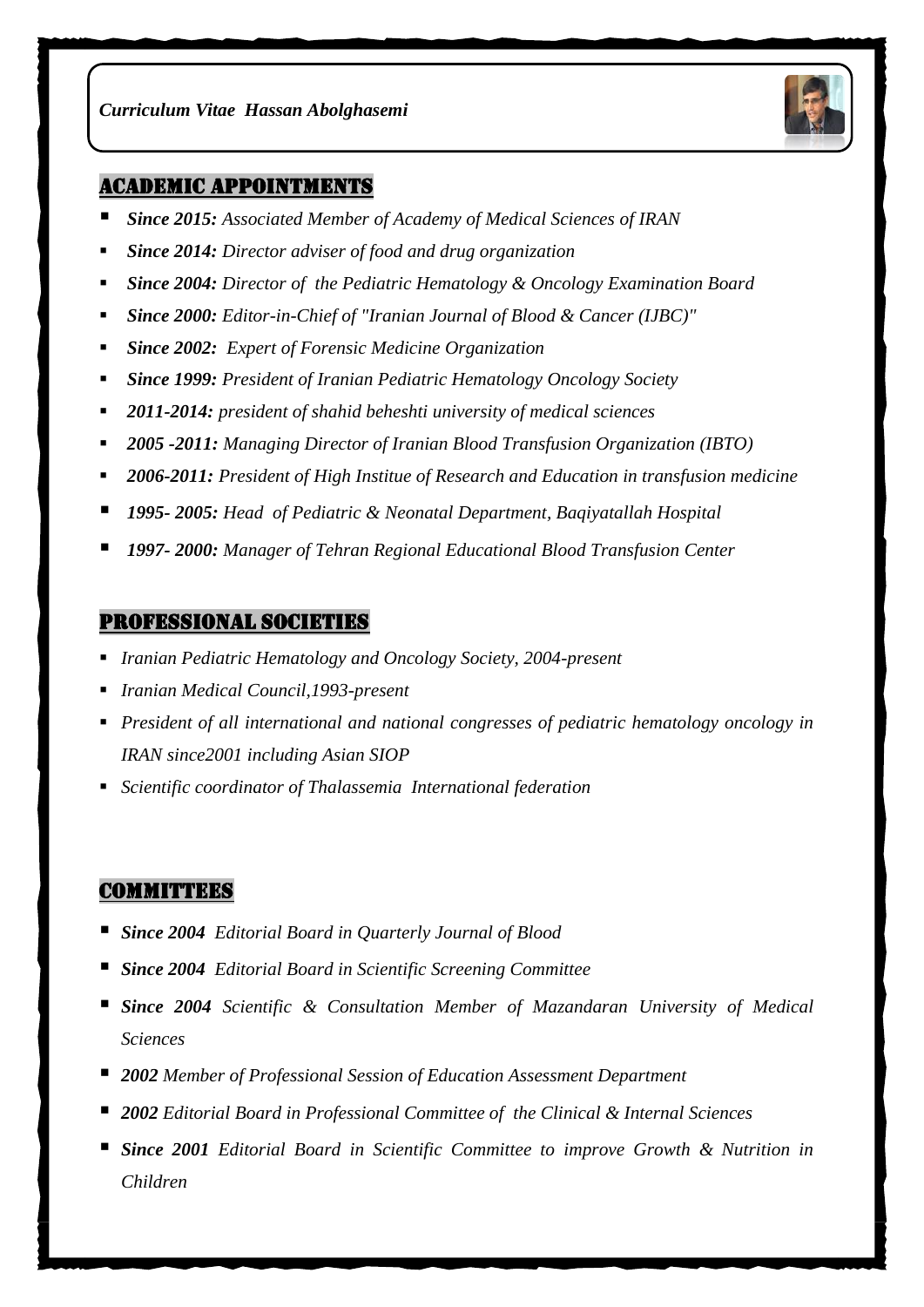## ACADEMIC APPOINTMENTS

- ***Since 2015:*** *Associated Member of Academy of Medical Sciences of IRAN*
- ***Since 2014:*** *Director adviser of food and drug organization*
- ***Since 2004:*** *Director of the Pediatric Hematology & Oncology Examination Board*
- ***Since 2000:*** *Editor-in-Chief of "Iranian Journal of Blood & Cancer (IJBC)"*
- ***Since 2002:*** *Expert of Forensic Medicine Organization*
- ***Since 1999:*** *President of Iranian Pediatric Hematology Oncology Society*
- ***2011-2014:*** *president of shahid beheshti university of medical sciences*
- ***2005 -2011:*** *Managing Director of Iranian Blood Transfusion Organization (IBTO)*
- ***2006-2011:*** *President of High Institue of Research and Education in transfusion medicine*
- ***1995- 2005:*** *Head of Pediatric & Neonatal Department, Baqiyatallah Hospital*
- ***1997- 2000:*** *Manager of Tehran Regional Educational Blood Transfusion Center*

## PROFESSIONAL SOCIETIES

- *Iranian Pediatric Hematology and Oncology Society, 2004-present*
- *Iranian Medical Council,1993-present*
- *President of all international and national congresses of pediatric hematology oncology in IRAN since2001 including Asian SIOP*
- *Scientific coordinator of Thalassemia International federation*

## COMMITTEES

- ***Since 2004*** *Editorial Board in Quarterly Journal of Blood*
- ***Since 2004*** *Editorial Board in Scientific Screening Committee*
- ***Since 2004*** *Scientific & Consultation Member of Mazandaran University of Medical Sciences*
- ***2002*** *Member of Professional Session of Education Assessment Department*
- ***2002*** *Editorial Board in Professional Committee of the Clinical & Internal Sciences*
- ***Since 2001*** *Editorial Board in Scientific Committee to improve Growth & Nutrition in Children*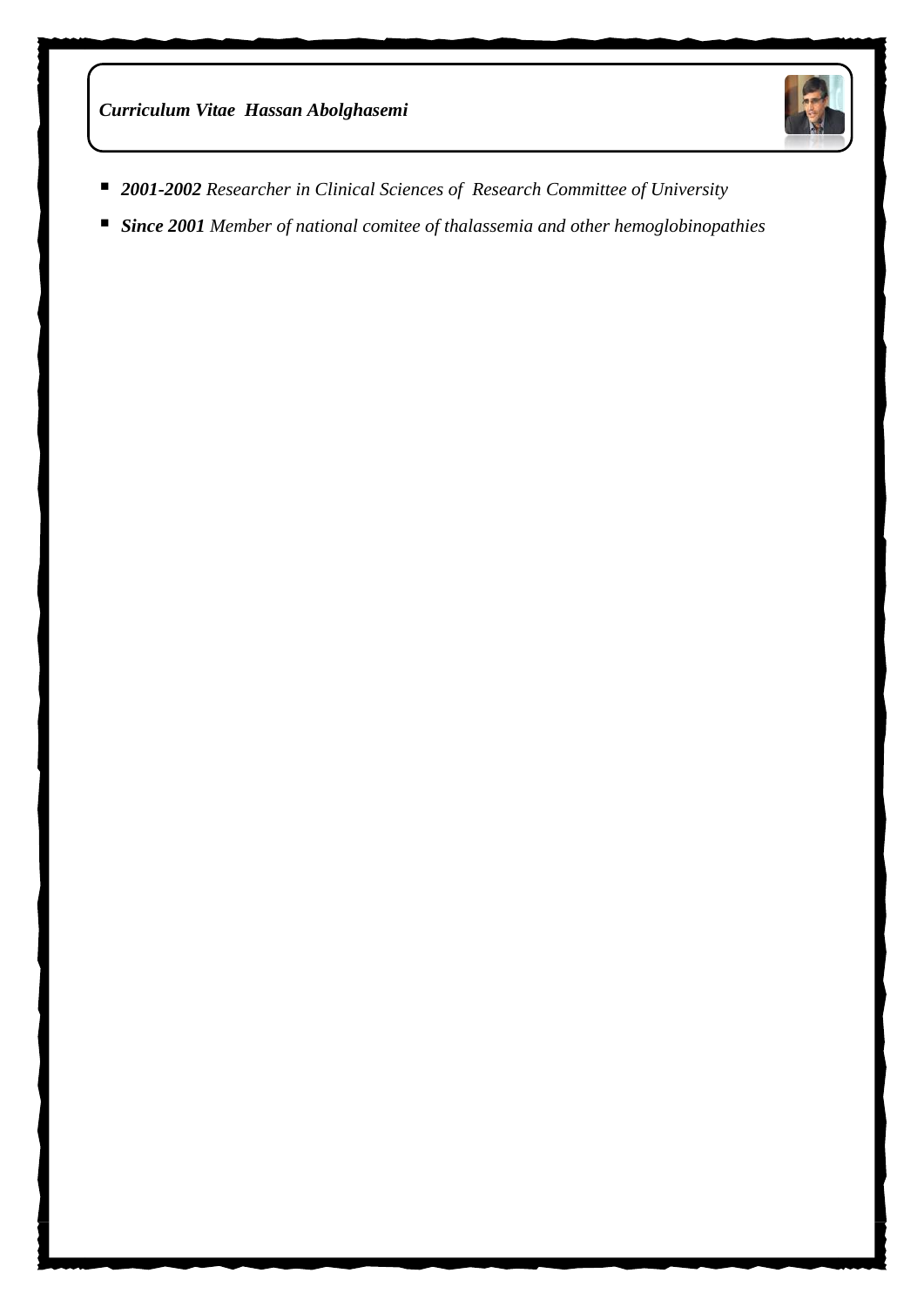- ***2001-2002*** *Researcher in Clinical Sciences of Research Committee of University*
- ***Since 2001*** *Member of national comitee of thalassemia and other hemoglobinopathies*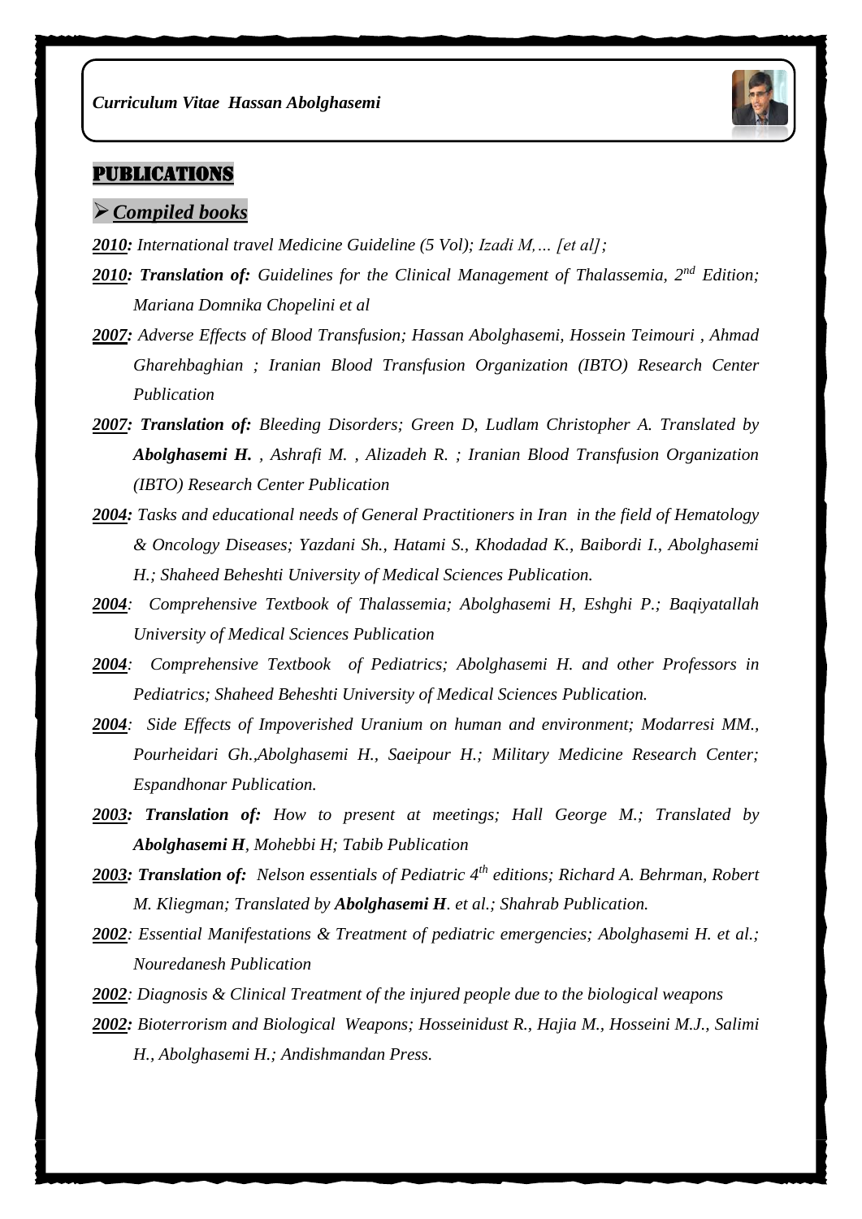# PUBLICATIONS

## ➢ *Compiled books*

***2010:*** *International travel Medicine Guideline (5 Vol); Izadi M,… [et al];*

***2010: Translation of:*** *Guidelines for the Clinical Management of Thalassemia, 2nd Edition; Mariana Domnika Chopelini et al*

***2007:*** *Adverse Effects of Blood Transfusion; Hassan Abolghasemi, Hossein Teimouri , Ahmad Gharehbaghian ; Iranian Blood Transfusion Organization (IBTO) Research Center Publication*

***2007: Translation of:*** *Bleeding Disorders; Green D, Ludlam Christopher A. Translated by* ***Abolghasemi H.*** *, Ashrafi M. , Alizadeh R. ; Iranian Blood Transfusion Organization (IBTO) Research Center Publication*

***2004:*** *Tasks and educational needs of General Practitioners in Iran in the field of Hematology & Oncology Diseases; Yazdani Sh., Hatami S., Khodadad K., Baibordi I., Abolghasemi H.; Shaheed Beheshti University of Medical Sciences Publication.*

***2004****: Comprehensive Textbook of Thalassemia; Abolghasemi H, Eshghi P.; Baqiyatallah University of Medical Sciences Publication*

***2004****: Comprehensive Textbook of Pediatrics; Abolghasemi H. and other Professors in Pediatrics; Shaheed Beheshti University of Medical Sciences Publication.*

***2004****: Side Effects of Impoverished Uranium on human and environment; Modarresi MM., Pourheidari Gh.,Abolghasemi H., Saeipour H.; Military Medicine Research Center; Espandhonar Publication.*

***2003: Translation of:*** *How to present at meetings; Hall George M.; Translated by* ***Abolghasemi H****, Mohebbi H; Tabib Publication*

***2003: Translation of:*** *Nelson essentials of Pediatric 4th editions; Richard A. Behrman, Robert M. Kliegman; Translated by* ***Abolghasemi H****. et al.; Shahrab Publication.*

***2002****: Essential Manifestations & Treatment of pediatric emergencies; Abolghasemi H. et al.; Nouredanesh Publication*

***2002****: Diagnosis & Clinical Treatment of the injured people due to the biological weapons*

***2002:*** *Bioterrorism and Biological Weapons; Hosseinidust R., Hajia M., Hosseini M.J., Salimi H., Abolghasemi H.; Andishmandan Press.*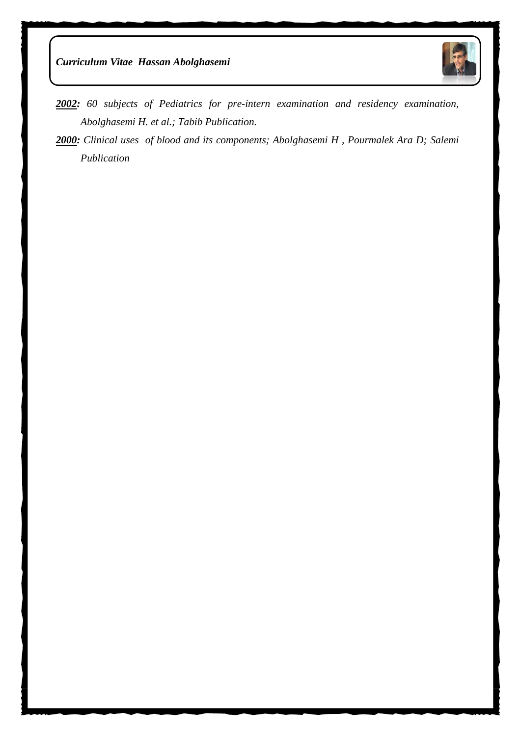***2002:*** *60 subjects of Pediatrics for pre-intern examination and residency examination, Abolghasemi H. et al.; Tabib Publication.*

***2000:*** *Clinical uses of blood and its components; Abolghasemi H , Pourmalek Ara D; Salemi Publication*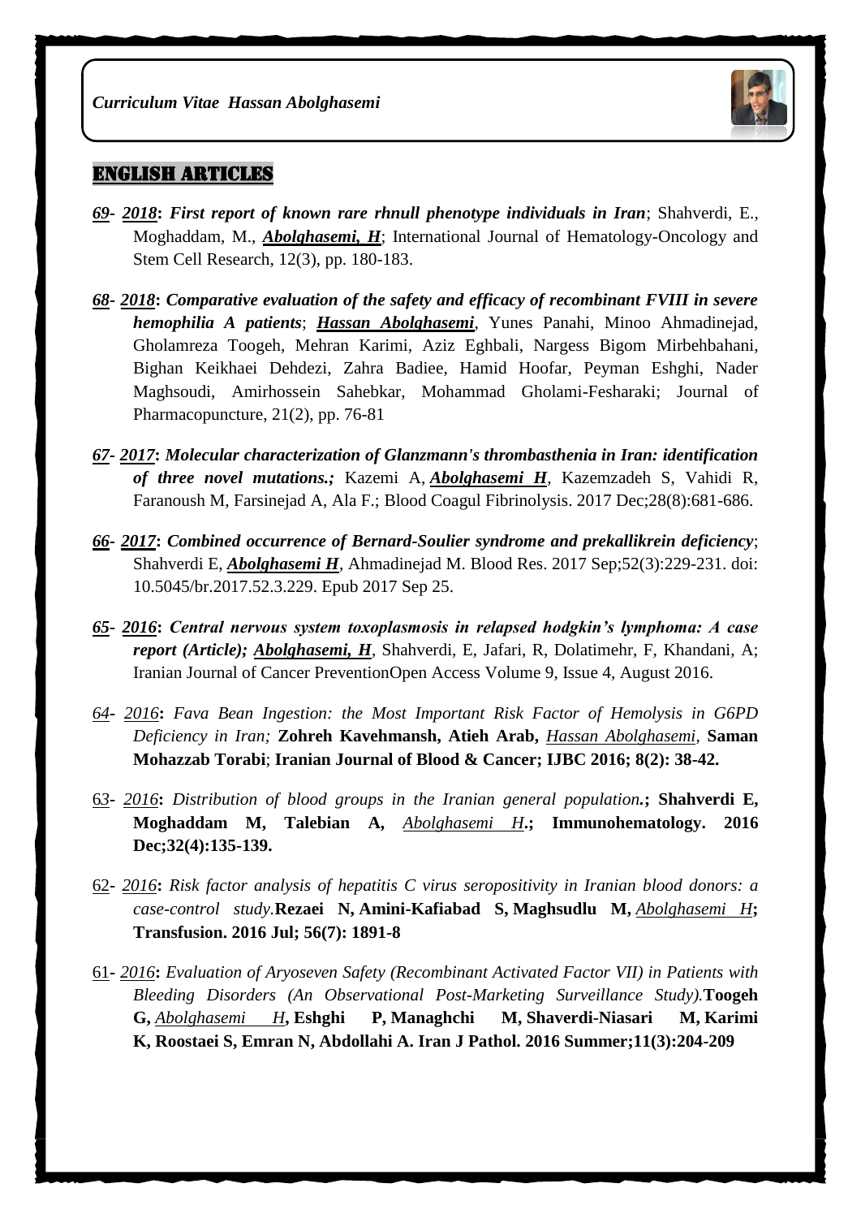## ENGLISH ARTICLES

***69- 2018*: *First report of known rare rhnull phenotype individuals in Iran***; Shahverdi, E., Moghaddam, M., ***Abolghasemi, H***; International Journal of Hematology-Oncology and Stem Cell Research, 12(3), pp. 180-183.

***68- 2018*: *Comparative evaluation of the safety and efficacy of recombinant FVIII in severe hemophilia A patients***; ***Hassan Abolghasemi***, Yunes Panahi, Minoo Ahmadinejad, Gholamreza Toogeh, Mehran Karimi, Aziz Eghbali, Nargess Bigom Mirbehbahani, Bighan Keikhaei Dehdezi, Zahra Badiee, Hamid Hoofar, Peyman Eshghi, Nader Maghsoudi, Amirhossein Sahebkar, Mohammad Gholami-Fesharaki; Journal of Pharmacopuncture, 21(2), pp. 76-81

***67- 2017*: *Molecular characterization of Glanzmann's thrombasthenia in Iran: identification of three novel mutations.;*** Kazemi A, ***Abolghasemi H***, Kazemzadeh S, Vahidi R, Faranoush M, Farsinejad A, Ala F.; Blood Coagul Fibrinolysis. 2017 Dec;28(8):681-686.

***66- 2017*: *Combined occurrence of Bernard-Soulier syndrome and prekallikrein deficiency***; Shahverdi E, ***Abolghasemi H***, Ahmadinejad M. Blood Res. 2017 Sep;52(3):229-231. doi: 10.5045/br.2017.52.3.229. Epub 2017 Sep 25.

***65- 2016*: *Central nervous system toxoplasmosis in relapsed hodgkin's lymphoma: A case report (Article); Abolghasemi, H***, Shahverdi, E, Jafari, R, Dolatimehr, F, Khandani, A; Iranian Journal of Cancer PreventionOpen Access Volume 9, Issue 4, August 2016.

*64- 2016*: *Fava Bean Ingestion: the Most Important Risk Factor of Hemolysis in G6PD Deficiency in Iran;* **Zohreh Kavehmansh, Atieh Arab,** *Hassan Abolghasemi*, **Saman Mohazzab Torabi**; **Iranian Journal of Blood & Cancer; IJBC 2016; 8(2): 38-42.**

63- *2016*: *Distribution of blood groups in the Iranian general population.*; **Shahverdi E, Moghaddam M, Talebian A,** *Abolghasemi H*.; **Immunohematology. 2016 Dec;32(4):135-139.**

62- *2016*: *Risk factor analysis of hepatitis C virus seropositivity in Iranian blood donors: a case-control study.* **Rezaei N, Amini-Kafiabad S, Maghsudlu M,** *Abolghasemi H*; **Transfusion. 2016 Jul; 56(7): 1891-8**

61- *2016*: *Evaluation of Aryoseven Safety (Recombinant Activated Factor VII) in Patients with Bleeding Disorders (An Observational Post-Marketing Surveillance Study).* **Toogeh G,** *Abolghasemi H*, **Eshghi P, Managhchi M, Shaverdi-Niasari M, Karimi K, Roostaei S, Emran N, Abdollahi A. Iran J Pathol. 2016 Summer;11(3):204-209**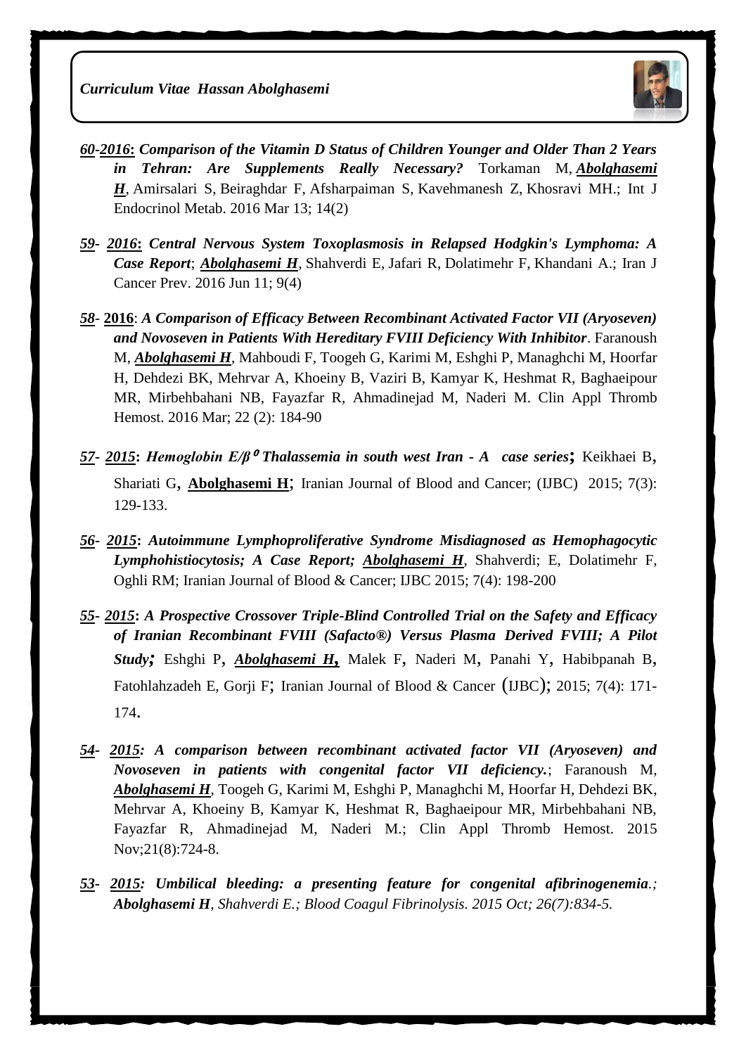*60-2016*: ***Comparison of the Vitamin D Status of Children Younger and Older Than 2 Years in Tehran: Are Supplements Really Necessary?*** Torkaman M, ***Abolghasemi H***, Amirsalari S, Beiraghdar F, Afsharpaiman S, Kavehmanesh Z, Khosravi MH.; Int J Endocrinol Metab. 2016 Mar 13; 14(2)

*59- 2016*: ***Central Nervous System Toxoplasmosis in Relapsed Hodgkin's Lymphoma: A Case Report***; ***Abolghasemi H***, Shahverdi E, Jafari R, Dolatimehr F, Khandani A.; Iran J Cancer Prev. 2016 Jun 11; 9(4)

*58*- **2016**: ***A Comparison of Efficacy Between Recombinant Activated Factor VII (Aryoseven) and Novoseven in Patients With Hereditary FVIII Deficiency With Inhibitor***. Faranoush M, ***Abolghasemi H***, Mahboudi F, Toogeh G, Karimi M, Eshghi P, Managhchi M, Hoorfar H, Dehdezi BK, Mehrvar A, Khoeiny B, Vaziri B, Kamyar K, Heshmat R, Baghaeipour MR, Mirbehbahani NB, Fayazfar R, Ahmadinejad M, Naderi M. Clin Appl Thromb Hemost. 2016 Mar; 22 (2): 184-90

*57- 2015*: ***Hemoglobin E/β$^{0}$ Thalassemia in south west Iran - A case series***; Keikhaei B, Shariati G, **Abolghasemi H**; Iranian Journal of Blood and Cancer; (IJBC) 2015; 7(3): 129-133.

*56- 2015*: ***Autoimmune Lymphoproliferative Syndrome Misdiagnosed as Hemophagocytic Lymphohistiocytosis; A Case Report; Abolghasemi H***, Shahverdi; E, Dolatimehr F, Oghli RM; Iranian Journal of Blood & Cancer; IJBC 2015; 7(4): 198-200

*55- 2015*: ***A Prospective Crossover Triple-Blind Controlled Trial on the Safety and Efficacy of Iranian Recombinant FVIII (Safacto®) Versus Plasma Derived FVIII; A Pilot Study***; Eshghi P, ***Abolghasemi H,*** Malek F, Naderi M, Panahi Y, Habibpanah B, Fatohlahzadeh E, Gorji F; Iranian Journal of Blood & Cancer (IJBC); 2015; 7(4): 171-174.

*54- 2015*: ***A comparison between recombinant activated factor VII (Aryoseven) and Novoseven in patients with congenital factor VII deficiency.***; Faranoush M, ***Abolghasemi H***, Toogeh G, Karimi M, Eshghi P, Managhchi M, Hoorfar H, Dehdezi BK, Mehrvar A, Khoeiny B, Kamyar K, Heshmat R, Baghaeipour MR, Mirbehbahani NB, Fayazfar R, Ahmadinejad M, Naderi M.; Clin Appl Thromb Hemost. 2015 Nov;21(8):724-8.

*53- 2015*: ***Umbilical bleeding: a presenting feature for congenital afibrinogenemia.***; ***Abolghasemi H***, *Shahverdi E.; Blood Coagul Fibrinolysis. 2015 Oct; 26(7):834-5.*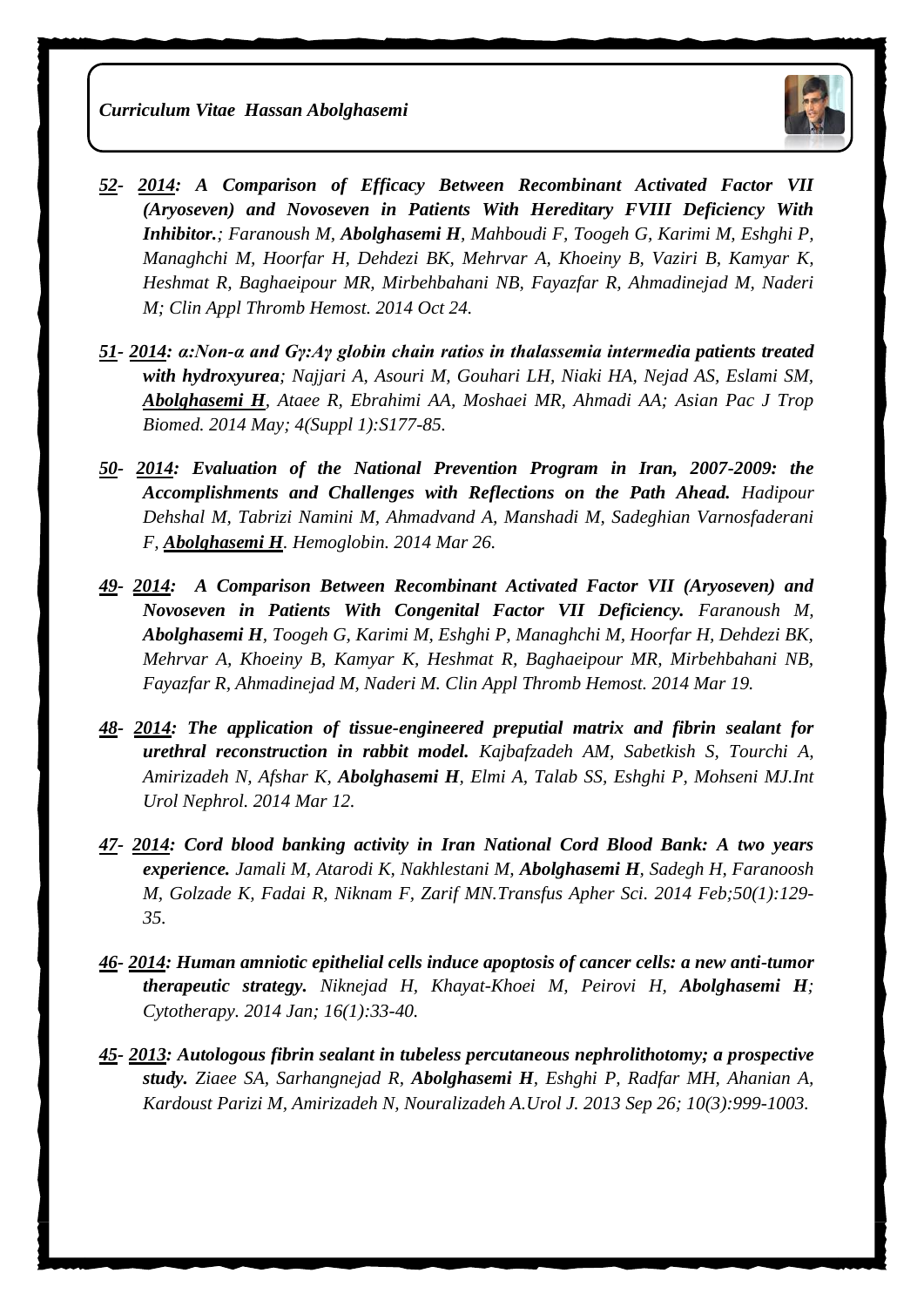*52- 2014: **A Comparison of Efficacy Between Recombinant Activated Factor VII (Aryoseven) and Novoseven in Patients With Hereditary FVIII Deficiency With Inhibitor.**; Faranoush M, **Abolghasemi H**, Mahboudi F, Toogeh G, Karimi M, Eshghi P, Managhchi M, Hoorfar H, Dehdezi BK, Mehrvar A, Khoeiny B, Vaziri B, Kamyar K, Heshmat R, Baghaeipour MR, Mirbehbahani NB, Fayazfar R, Ahmadinejad M, Naderi M; Clin Appl Thromb Hemost. 2014 Oct 24.*

*51- 2014: **α:Non-α and Gγ:Aγ globin chain ratios in thalassemia intermedia patients treated with hydroxyurea**; Najjari A, Asouri M, Gouhari LH, Niaki HA, Nejad AS, Eslami SM, **Abolghasemi H**, Ataee R, Ebrahimi AA, Moshaei MR, Ahmadi AA; Asian Pac J Trop Biomed. 2014 May; 4(Suppl 1):S177-85.*

*50- 2014: **Evaluation of the National Prevention Program in Iran, 2007-2009: the Accomplishments and Challenges with Reflections on the Path Ahead.** Hadipour Dehshal M, Tabrizi Namini M, Ahmadvand A, Manshadi M, Sadeghian Varnosfaderani F, **Abolghasemi H**. Hemoglobin. 2014 Mar 26.*

*49- 2014: **A Comparison Between Recombinant Activated Factor VII (Aryoseven) and Novoseven in Patients With Congenital Factor VII Deficiency.** Faranoush M, **Abolghasemi H**, Toogeh G, Karimi M, Eshghi P, Managhchi M, Hoorfar H, Dehdezi BK, Mehrvar A, Khoeiny B, Kamyar K, Heshmat R, Baghaeipour MR, Mirbehbahani NB, Fayazfar R, Ahmadinejad M, Naderi M. Clin Appl Thromb Hemost. 2014 Mar 19.*

*48- 2014: **The application of tissue-engineered preputial matrix and fibrin sealant for urethral reconstruction in rabbit model.** Kajbafzadeh AM, Sabetkish S, Tourchi A, Amirizadeh N, Afshar K, **Abolghasemi H**, Elmi A, Talab SS, Eshghi P, Mohseni MJ.Int Urol Nephrol. 2014 Mar 12.*

*47- 2014: **Cord blood banking activity in Iran National Cord Blood Bank: A two years experience.** Jamali M, Atarodi K, Nakhlestani M, **Abolghasemi H**, Sadegh H, Faranoosh M, Golzade K, Fadai R, Niknam F, Zarif MN.Transfus Apher Sci. 2014 Feb;50(1):129-35.*

*46- 2014: **Human amniotic epithelial cells induce apoptosis of cancer cells: a new anti-tumor therapeutic strategy.** Niknejad H, Khayat-Khoei M, Peirovi H, **Abolghasemi H**; Cytotherapy. 2014 Jan; 16(1):33-40.*

*45- 2013: **Autologous fibrin sealant in tubeless percutaneous nephrolithotomy; a prospective study.** Ziaee SA, Sarhangnejad R, **Abolghasemi H**, Eshghi P, Radfar MH, Ahanian A, Kardoust Parizi M, Amirizadeh N, Nouralizadeh A.Urol J. 2013 Sep 26; 10(3):999-1003.*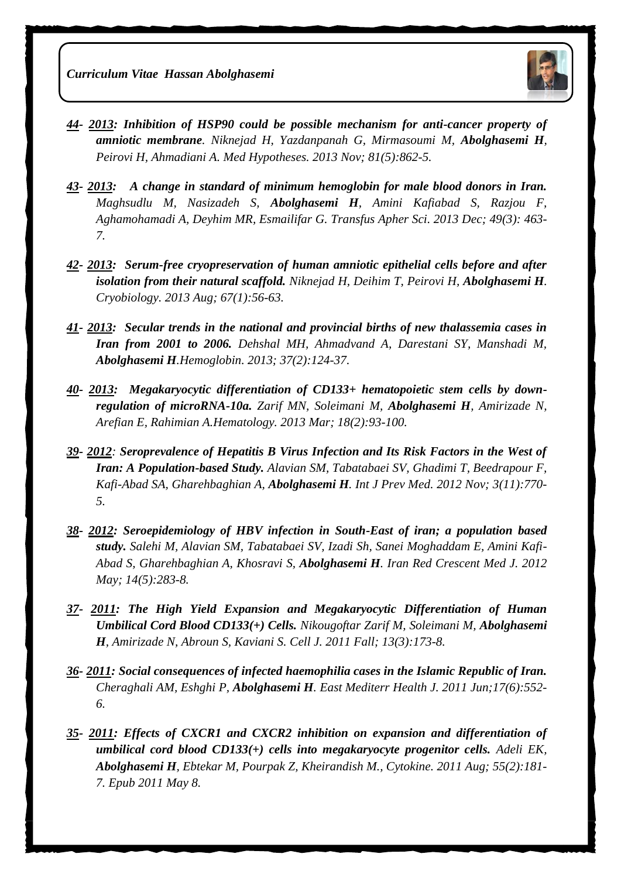***44*- *2013*: Inhibition of HSP90 could be possible mechanism for anti-cancer property of amniotic membrane***. *Niknejad H, Yazdanpanah G, Mirmasoumi M,* ***Abolghasemi H****, Peirovi H, Ahmadiani A. Med Hypotheses. 2013 Nov; 81(5):862-5.*

***43*- *2013*: A change in standard of minimum hemoglobin for male blood donors in Iran.** *Maghsudlu M, Nasizadeh S,* ***Abolghasemi H****, Amini Kafiabad S, Razjou F, Aghamohamadi A, Deyhim MR, Esmailifar G. Transfus Apher Sci. 2013 Dec; 49(3): 463-7.*

***42*- *2013*: Serum-free cryopreservation of human amniotic epithelial cells before and after isolation from their natural scaffold.*** *Niknejad H, Deihim T, Peirovi H,* ***Abolghasemi H****. Cryobiology. 2013 Aug; 67(1):56-63.*

***41*- *2013*: Secular trends in the national and provincial births of new thalassemia cases in Iran from 2001 to 2006.*** *Dehshal MH, Ahmadvand A, Darestani SY, Manshadi M,* ***Abolghasemi H****.Hemoglobin. 2013; 37(2):124-37.*

***40*- *2013*: Megakaryocytic differentiation of CD133+ hematopoietic stem cells by down-regulation of microRNA-10a.*** *Zarif MN, Soleimani M,* ***Abolghasemi H****, Amirizade N, Arefian E, Rahimian A.Hematology. 2013 Mar; 18(2):93-100.*

***39*- *2012*:** ***Seroprevalence of Hepatitis B Virus Infection and Its Risk Factors in the West of Iran: A Population-based Study.*** *Alavian SM, Tabatabaei SV, Ghadimi T, Beedrapour F, Kafi-Abad SA, Gharehbaghian A,* ***Abolghasemi H****. Int J Prev Med. 2012 Nov; 3(11):770-5.*

***38*- *2012*: Seroepidemiology of HBV infection in South-East of iran; a population based study.*** *Salehi M, Alavian SM, Tabatabaei SV, Izadi Sh, Sanei Moghaddam E, Amini Kafi-Abad S, Gharehbaghian A, Khosravi S,* ***Abolghasemi H****. Iran Red Crescent Med J. 2012 May; 14(5):283-8.*

***37*- *2011*: The High Yield Expansion and Megakaryocytic Differentiation of Human Umbilical Cord Blood CD133(+) Cells.*** *Nikougoftar Zarif M, Soleimani M,* ***Abolghasemi H****, Amirizade N, Abroun S, Kaviani S. Cell J. 2011 Fall; 13(3):173-8.*

***36*- *2011*: Social consequences of infected haemophilia cases in the Islamic Republic of Iran.*** *Cheraghali AM, Eshghi P,* ***Abolghasemi H****. East Mediterr Health J. 2011 Jun;17(6):552-6.*

***35*- *2011*: Effects of CXCR1 and CXCR2 inhibition on expansion and differentiation of umbilical cord blood CD133(+) cells into megakaryocyte progenitor cells.*** *Adeli EK,* ***Abolghasemi H****, Ebtekar M, Pourpak Z, Kheirandish M., Cytokine. 2011 Aug; 55(2):181-7. Epub 2011 May 8.*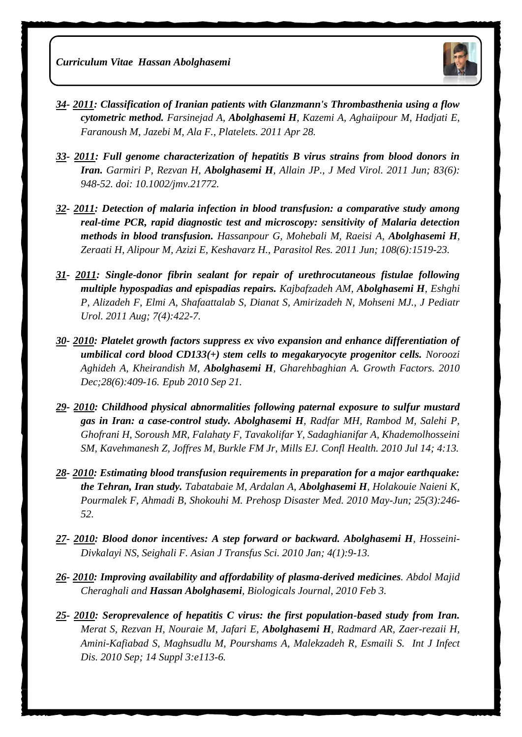***34- 2011: Classification of Iranian patients with Glanzmann's Thrombasthenia using a flow cytometric method.*** *Farsinejad A,* ***Abolghasemi H****, Kazemi A, Aghaiipour M, Hadjati E, Faranoush M, Jazebi M, Ala F., Platelets. 2011 Apr 28.*

***33- 2011: Full genome characterization of hepatitis B virus strains from blood donors in Iran.*** *Garmiri P, Rezvan H,* ***Abolghasemi H****, Allain JP., J Med Virol. 2011 Jun; 83(6): 948-52. doi: 10.1002/jmv.21772.*

***32- 2011: Detection of malaria infection in blood transfusion: a comparative study among real-time PCR, rapid diagnostic test and microscopy: sensitivity of Malaria detection methods in blood transfusion.*** *Hassanpour G, Mohebali M, Raeisi A,* ***Abolghasemi H****, Zeraati H, Alipour M, Azizi E, Keshavarz H., Parasitol Res. 2011 Jun; 108(6):1519-23.*

***31- 2011: Single-donor fibrin sealant for repair of urethrocutaneous fistulae following multiple hypospadias and epispadias repairs.*** *Kajbafzadeh AM,* ***Abolghasemi H****, Eshghi P, Alizadeh F, Elmi A, Shafaattalab S, Dianat S, Amirizadeh N, Mohseni MJ., J Pediatr Urol. 2011 Aug; 7(4):422-7.*

***30- 2010: Platelet growth factors suppress ex vivo expansion and enhance differentiation of umbilical cord blood CD133(+) stem cells to megakaryocyte progenitor cells.*** *Noroozi Aghideh A, Kheirandish M,* ***Abolghasemi H****, Gharehbaghian A. Growth Factors. 2010 Dec;28(6):409-16. Epub 2010 Sep 21.*

***29- 2010: Childhood physical abnormalities following paternal exposure to sulfur mustard gas in Iran: a case-control study. Abolghasemi H****, Radfar MH, Rambod M, Salehi P, Ghofrani H, Soroush MR, Falahaty F, Tavakolifar Y, Sadaghianifar A, Khademolhosseini SM, Kavehmanesh Z, Joffres M, Burkle FM Jr, Mills EJ. Confl Health. 2010 Jul 14; 4:13.*

***28- 2010: Estimating blood transfusion requirements in preparation for a major earthquake: the Tehran, Iran study.*** *Tabatabaie M, Ardalan A,* ***Abolghasemi H****, Holakouie Naieni K, Pourmalek F, Ahmadi B, Shokouhi M. Prehosp Disaster Med. 2010 May-Jun; 25(3):246-52.*

***27- 2010: Blood donor incentives: A step forward or backward. Abolghasemi H****, Hosseini-Divkalayi NS, Seighali F. Asian J Transfus Sci. 2010 Jan; 4(1):9-13.*

***26- 2010: Improving availability and affordability of plasma-derived medicines****. Abdol Majid Cheraghali and* ***Hassan Abolghasemi****, Biologicals Journal, 2010 Feb 3.*

***25- 2010: Seroprevalence of hepatitis C virus: the first population-based study from Iran.*** *Merat S, Rezvan H, Nouraie M, Jafari E,* ***Abolghasemi H****, Radmard AR, Zaer-rezaii H, Amini-Kafiabad S, Maghsudlu M, Pourshams A, Malekzadeh R, Esmaili S. Int J Infect Dis. 2010 Sep; 14 Suppl 3:e113-6.*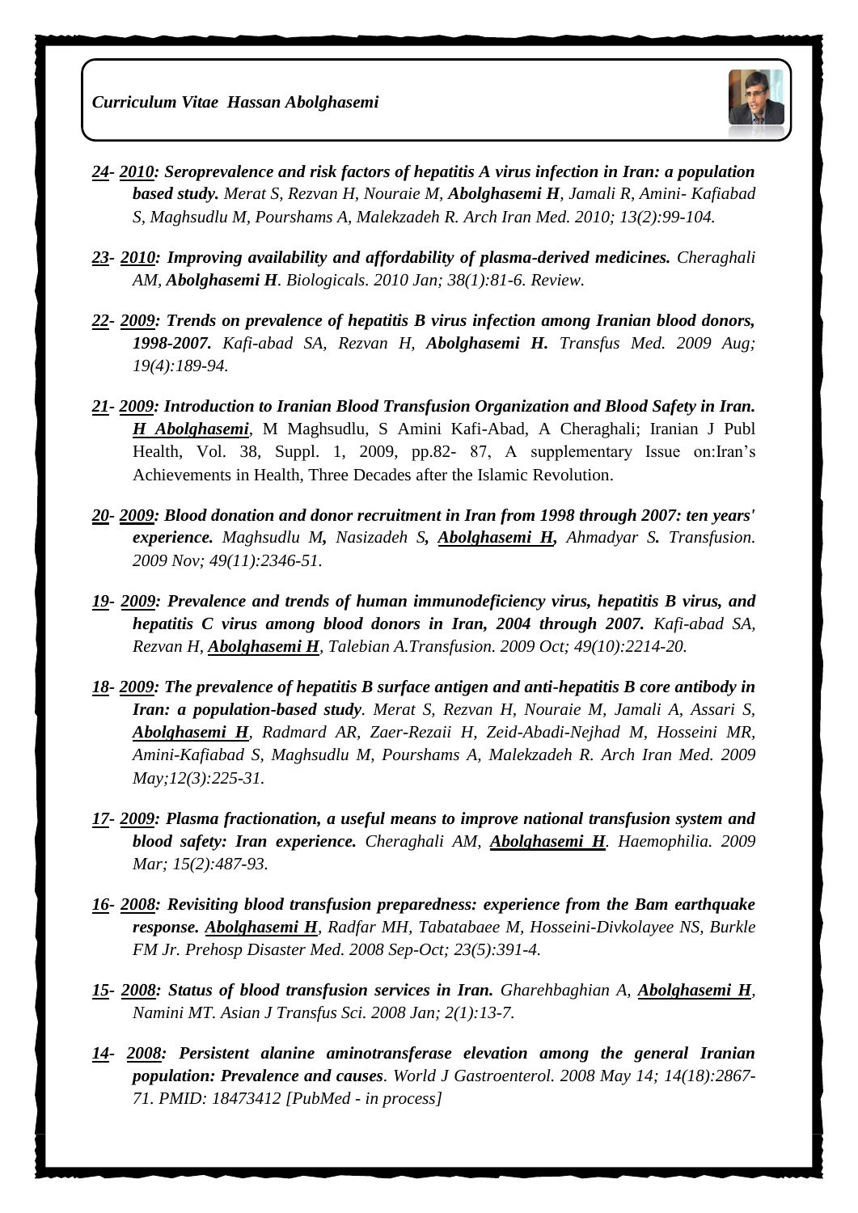***24- 2010: Seroprevalence and risk factors of hepatitis A virus infection in Iran: a population based study.*** *Merat S, Rezvan H, Nouraie M,* ***Abolghasemi H****, Jamali R, Amini- Kafiabad S, Maghsudlu M, Pourshams A, Malekzadeh R. Arch Iran Med. 2010; 13(2):99-104.*

***23- 2010: Improving availability and affordability of plasma-derived medicines.*** *Cheraghali AM,* ***Abolghasemi H****. Biologicals. 2010 Jan; 38(1):81-6. Review.*

***22- 2009: Trends on prevalence of hepatitis B virus infection among Iranian blood donors, 1998-2007.*** *Kafi-abad SA, Rezvan H,* ***Abolghasemi H.*** *Transfus Med. 2009 Aug; 19(4):189-94.*

***21- 2009: Introduction to Iranian Blood Transfusion Organization and Blood Safety in Iran.*** ***H Abolghasemi***, M Maghsudlu, S Amini Kafi-Abad, A Cheraghali; Iranian J Publ Health, Vol. 38, Suppl. 1, 2009, pp.82- 87, A supplementary Issue on:Iran's Achievements in Health, Three Decades after the Islamic Revolution.

***20- 2009: Blood donation and donor recruitment in Iran from 1998 through 2007: ten years' experience.*** *Maghsudlu M, Nasizadeh S,* ***Abolghasemi H,*** *Ahmadyar S. Transfusion. 2009 Nov; 49(11):2346-51.*

***19- 2009: Prevalence and trends of human immunodeficiency virus, hepatitis B virus, and hepatitis C virus among blood donors in Iran, 2004 through 2007.*** *Kafi-abad SA, Rezvan H,* ***Abolghasemi H****, Talebian A.Transfusion. 2009 Oct; 49(10):2214-20.*

***18- 2009: The prevalence of hepatitis B surface antigen and anti-hepatitis B core antibody in Iran: a population-based study****. Merat S, Rezvan H, Nouraie M, Jamali A, Assari S,* ***Abolghasemi H****, Radmard AR, Zaer-Rezaii H, Zeid-Abadi-Nejhad M, Hosseini MR, Amini-Kafiabad S, Maghsudlu M, Pourshams A, Malekzadeh R. Arch Iran Med. 2009 May;12(3):225-31.*

***17- 2009: Plasma fractionation, a useful means to improve national transfusion system and blood safety: Iran experience.*** *Cheraghali AM,* ***Abolghasemi H****. Haemophilia. 2009 Mar; 15(2):487-93.*

***16- 2008: Revisiting blood transfusion preparedness: experience from the Bam earthquake response.*** ***Abolghasemi H****, Radfar MH, Tabatabaee M, Hosseini-Divkolayee NS, Burkle FM Jr. Prehosp Disaster Med. 2008 Sep-Oct; 23(5):391-4.*

***15- 2008: Status of blood transfusion services in Iran.*** *Gharehbaghian A,* ***Abolghasemi H****, Namini MT. Asian J Transfus Sci. 2008 Jan; 2(1):13-7.*

***14- 2008: Persistent alanine aminotransferase elevation among the general Iranian population: Prevalence and causes****. World J Gastroenterol. 2008 May 14; 14(18):2867-71. PMID: 18473412 [PubMed - in process]*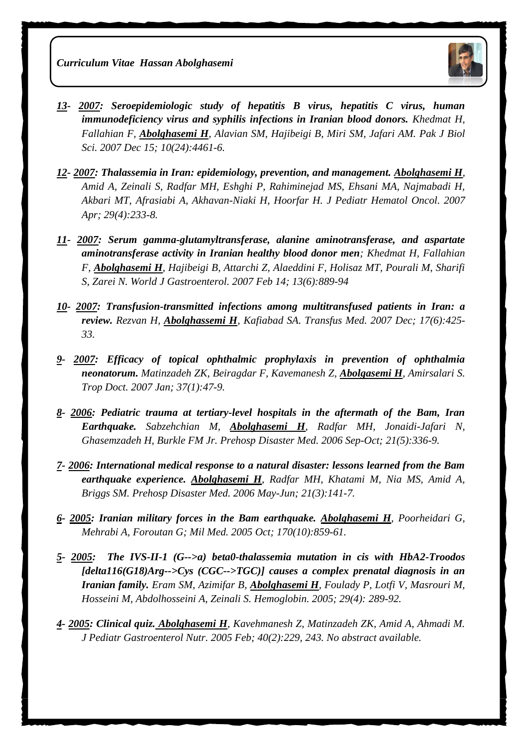*13- 2007: **Seroepidemiologic study of hepatitis B virus, hepatitis C virus, human immunodeficiency virus and syphilis infections in Iranian blood donors.** Khedmat H, Fallahian F, **Abolghasemi H**, Alavian SM, Hajibeigi B, Miri SM, Jafari AM. Pak J Biol Sci. 2007 Dec 15; 10(24):4461-6.*

*12- 2007: **Thalassemia in Iran: epidemiology, prevention, and management.** **Abolghasemi H**, Amid A, Zeinali S, Radfar MH, Eshghi P, Rahiminejad MS, Ehsani MA, Najmabadi H, Akbari MT, Afrasiabi A, Akhavan-Niaki H, Hoorfar H. J Pediatr Hematol Oncol. 2007 Apr; 29(4):233-8.*

*11- 2007: **Serum gamma-glutamyltransferase, alanine aminotransferase, and aspartate aminotransferase activity in Iranian healthy blood donor men**; Khedmat H, Fallahian F, **Abolghasemi H**, Hajibeigi B, Attarchi Z, Alaeddini F, Holisaz MT, Pourali M, Sharifi S, Zarei N. World J Gastroenterol. 2007 Feb 14; 13(6):889-94*

*10- 2007: **Transfusion-transmitted infections among multitransfused patients in Iran: a review.** Rezvan H, **Abolghassemi H**, Kafiabad SA. Transfus Med. 2007 Dec; 17(6):425-33.*

*9- 2007: **Efficacy of topical ophthalmic prophylaxis in prevention of ophthalmia neonatorum.** Matinzadeh ZK, Beiragdar F, Kavemanesh Z, **Abolgasemi H**, Amirsalari S. Trop Doct. 2007 Jan; 37(1):47-9.*

*8- 2006: **Pediatric trauma at tertiary-level hospitals in the aftermath of the Bam, Iran Earthquake.** Sabzehchian M, **Abolghasemi H**, Radfar MH, Jonaidi-Jafari N, Ghasemzadeh H, Burkle FM Jr. Prehosp Disaster Med. 2006 Sep-Oct; 21(5):336-9.*

*7- 2006: **International medical response to a natural disaster: lessons learned from the Bam earthquake experience.** **Abolghasemi H**, Radfar MH, Khatami M, Nia MS, Amid A, Briggs SM. Prehosp Disaster Med. 2006 May-Jun; 21(3):141-7.*

*6- 2005: **Iranian military forces in the Bam earthquake.** **Abolghasemi H**, Poorheidari G, Mehrabi A, Foroutan G; Mil Med. 2005 Oct; 170(10):859-61.*

*5- 2005: **The IVS-II-1 (G-->a) beta0-thalassemia mutation in cis with HbA2-Troodos [delta116(G18)Arg-->Cys (CGC-->TGC)] causes a complex prenatal diagnosis in an Iranian family.** Eram SM, Azimifar B, **Abolghasemi H**, Foulady P, Lotfi V, Masrouri M, Hosseini M, Abdolhosseini A, Zeinali S. Hemoglobin. 2005; 29(4): 289-92.*

*4- 2005: **Clinical quiz.** **Abolghasemi H**, Kavehmanesh Z, Matinzadeh ZK, Amid A, Ahmadi M. J Pediatr Gastroenterol Nutr. 2005 Feb; 40(2):229, 243. No abstract available.*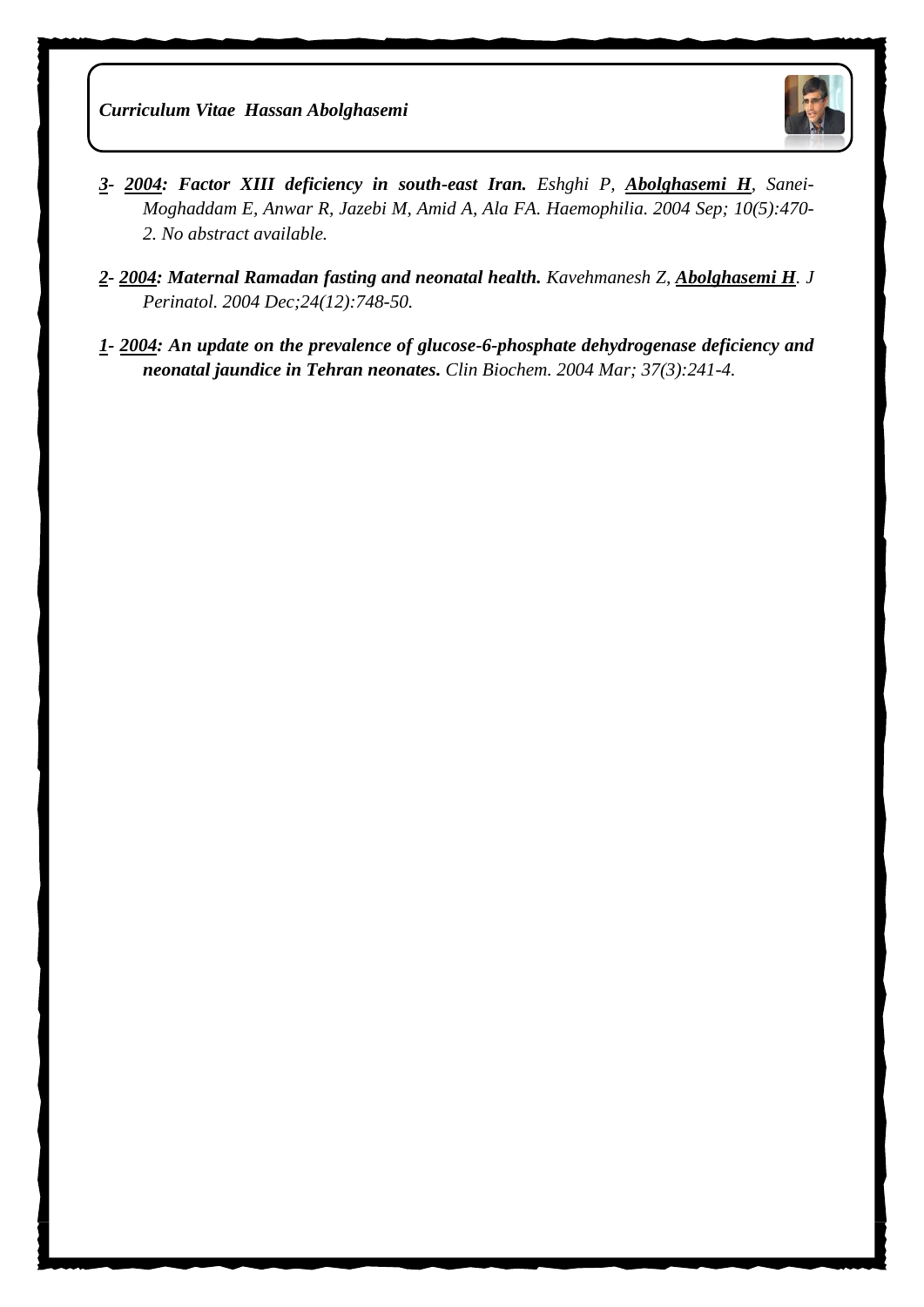***3- 2004: Factor XIII deficiency in south-east Iran.*** *Eshghi P, **Abolghasemi H**, Sanei-Moghaddam E, Anwar R, Jazebi M, Amid A, Ala FA. Haemophilia. 2004 Sep; 10(5):470-2. No abstract available.*

***2- 2004: Maternal Ramadan fasting and neonatal health.*** *Kavehmanesh Z, **Abolghasemi H**. J Perinatol. 2004 Dec;24(12):748-50.*

***1- 2004: An update on the prevalence of glucose-6-phosphate dehydrogenase deficiency and neonatal jaundice in Tehran neonates.*** *Clin Biochem. 2004 Mar; 37(3):241-4.*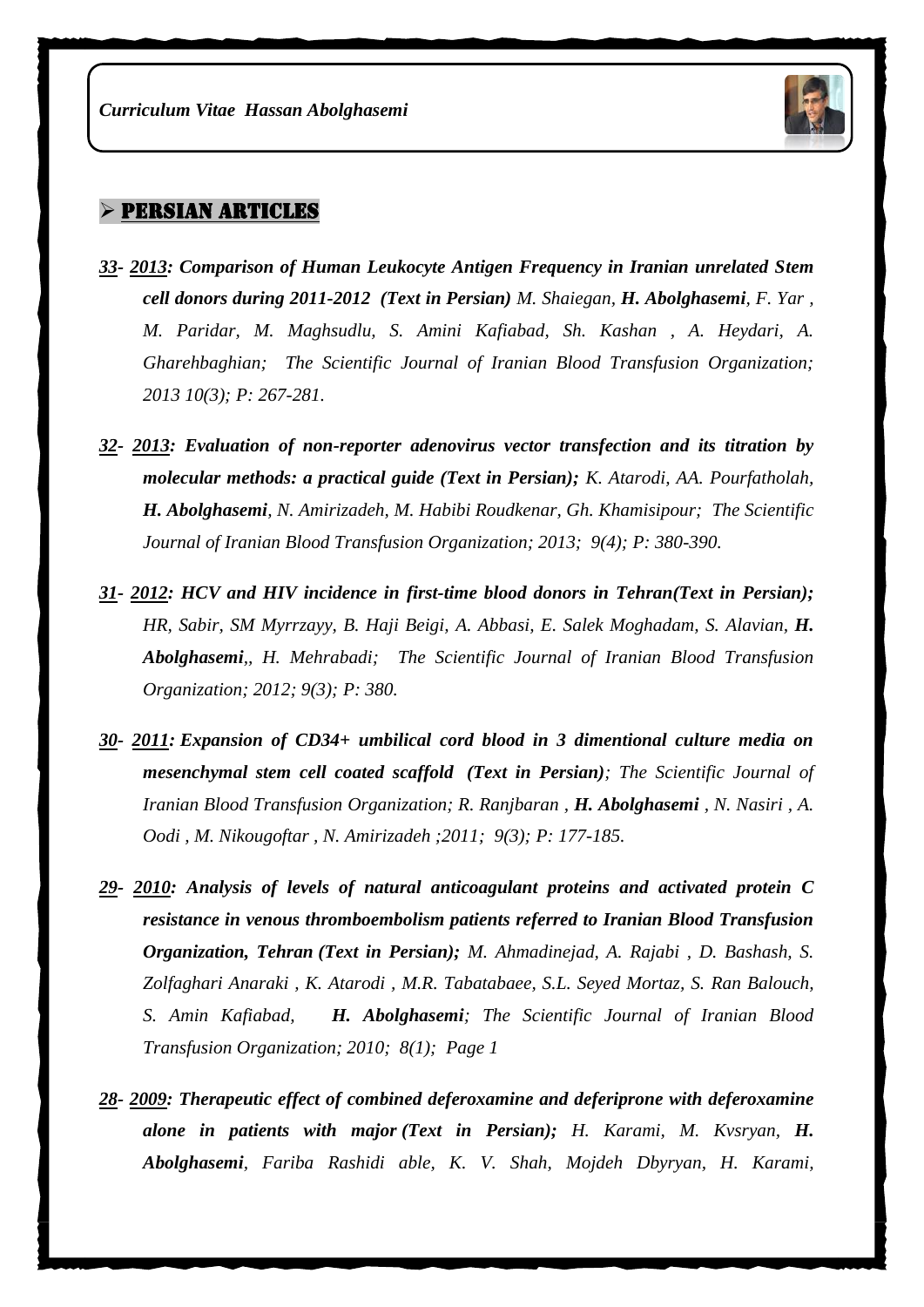## PERSIAN ARTICLES

***33- 2013*: Comparison of Human Leukocyte Antigen Frequency in Iranian unrelated Stem cell donors during 2011-2012 (Text in Persian)** *M. Shaiegan, **H. Abolghasemi**, F. Yar , M. Paridar, M. Maghsudlu, S. Amini Kafiabad, Sh. Kashan , A. Heydari, A. Gharehbaghian; The Scientific Journal of Iranian Blood Transfusion Organization; 2013 10(3); P: 267-281.*

***32- 2013*: Evaluation of non-reporter adenovirus vector transfection and its titration by molecular methods: a practical guide (Text in Persian);** *K. Atarodi, AA. Pourfatholah, **H. Abolghasemi**, N. Amirizadeh, M. Habibi Roudkenar, Gh. Khamisipour; The Scientific Journal of Iranian Blood Transfusion Organization; 2013; 9(4); P: 380-390.*

***31- 2012*: HCV and HIV incidence in first-time blood donors in Tehran(Text in Persian);** *HR, Sabir, SM Myrrzayy, B. Haji Beigi, A. Abbasi, E. Salek Moghadam, S. Alavian, **H. Abolghasemi**,, H. Mehrabadi; The Scientific Journal of Iranian Blood Transfusion Organization; 2012; 9(3); P: 380.*

***30- 2011*: Expansion of CD34+ umbilical cord blood in 3 dimentional culture media on mesenchymal stem cell coated scaffold (Text in Persian)***; The Scientific Journal of Iranian Blood Transfusion Organization; R. Ranjbaran , **H. Abolghasemi** , N. Nasiri , A. Oodi , M. Nikougoftar , N. Amirizadeh ;2011; 9(3); P: 177-185.*

***29- 2010*: Analysis of levels of natural anticoagulant proteins and activated protein C resistance in venous thromboembolism patients referred to Iranian Blood Transfusion Organization, Tehran (Text in Persian);** *M. Ahmadinejad, A. Rajabi , D. Bashash, S. Zolfaghari Anaraki , K. Atarodi , M.R. Tabatabaee, S.L. Seyed Mortaz, S. Ran Balouch, S. Amin Kafiabad, **H. Abolghasemi**; The Scientific Journal of Iranian Blood Transfusion Organization; 2010; 8(1); Page 1*

***28- 2009*: Therapeutic effect of combined deferoxamine and deferiprone with deferoxamine alone in patients with major (Text in Persian);** *H. Karami, M. Kvsryan, **H. Abolghasemi**, Fariba Rashidi able, K. V. Shah, Mojdeh Dbyryan, H. Karami,*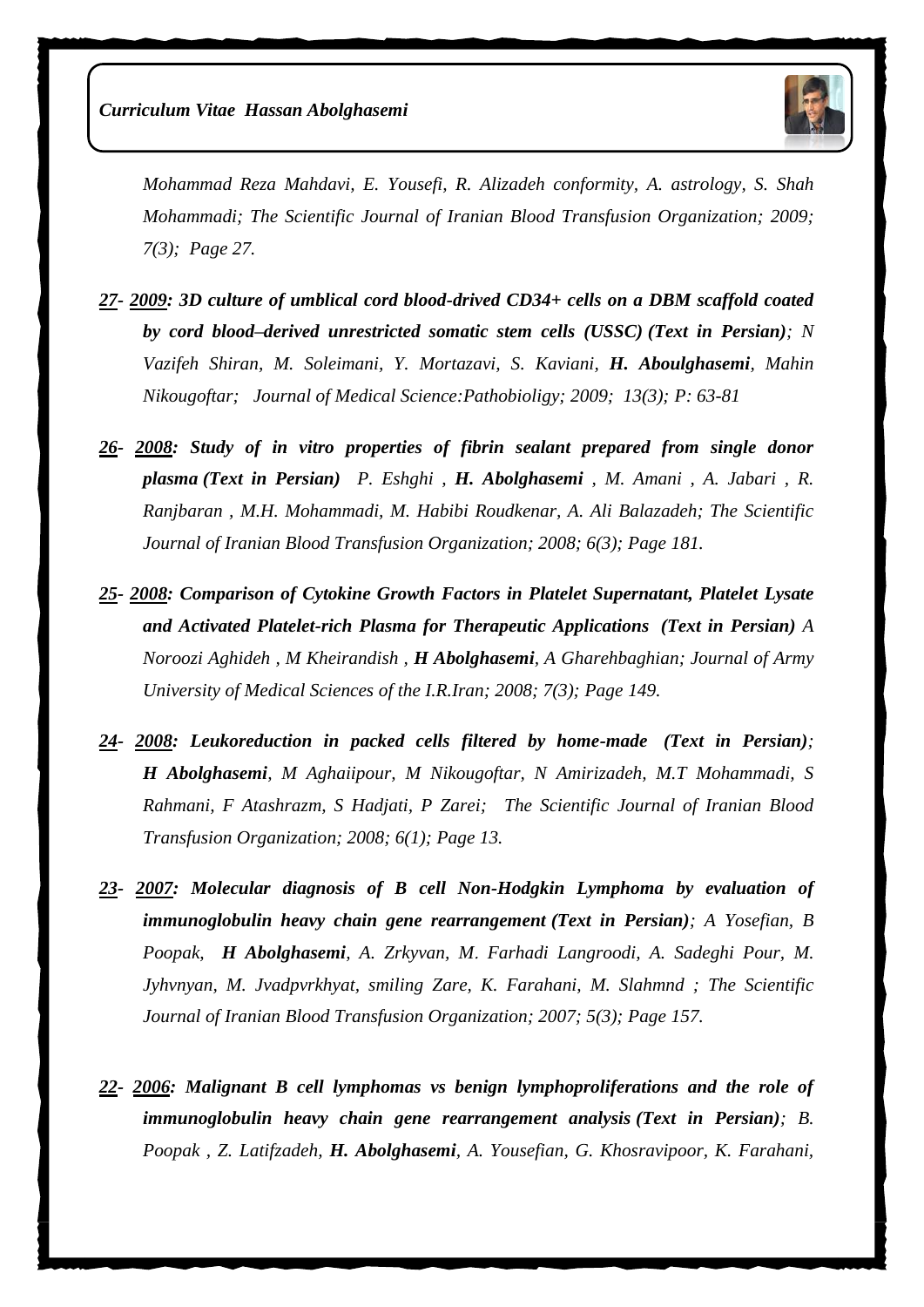*Mohammad Reza Mahdavi, E. Yousefi, R. Alizadeh conformity, A. astrology, S. Shah Mohammadi; The Scientific Journal of Iranian Blood Transfusion Organization; 2009; 7(3); Page 27.*

***27- 2009: 3D culture of umblical cord blood-drived CD34+ cells on a DBM scaffold coated by cord blood–derived unrestricted somatic stem cells (USSC) (Text in Persian)****; N Vazifeh Shiran, M. Soleimani, Y. Mortazavi, S. Kaviani,* ***H. Aboulghasemi****, Mahin Nikougoftar; Journal of Medical Science:Pathobioligy; 2009; 13(3); P: 63-81*

***26- 2008: Study of in vitro properties of fibrin sealant prepared from single donor plasma (Text in Persian)*** *P. Eshghi ,* ***H. Abolghasemi*** *, M. Amani , A. Jabari , R. Ranjbaran , M.H. Mohammadi, M. Habibi Roudkenar, A. Ali Balazadeh; The Scientific Journal of Iranian Blood Transfusion Organization; 2008; 6(3); Page 181.*

***25- 2008: Comparison of Cytokine Growth Factors in Platelet Supernatant, Platelet Lysate and Activated Platelet-rich Plasma for Therapeutic Applications (Text in Persian)*** *A Noroozi Aghideh , M Kheirandish ,* ***H Abolghasemi****, A Gharehbaghian; Journal of Army University of Medical Sciences of the I.R.Iran; 2008; 7(3); Page 149.*

***24- 2008: Leukoreduction in packed cells filtered by home-made (Text in Persian)****;* ***H Abolghasemi****, M Aghaiipour, M Nikougoftar, N Amirizadeh, M.T Mohammadi, S Rahmani, F Atashrazm, S Hadjati, P Zarei; The Scientific Journal of Iranian Blood Transfusion Organization; 2008; 6(1); Page 13.*

***23- 2007: Molecular diagnosis of B cell Non-Hodgkin Lymphoma by evaluation of immunoglobulin heavy chain gene rearrangement (Text in Persian)****; A Yosefian, B Poopak,* ***H Abolghasemi****, A. Zrkyvan, M. Farhadi Langroodi, A. Sadeghi Pour, M. Jyhvnyan, M. Jvadpvrkhyat, smiling Zare, K. Farahani, M. Slahmnd ; The Scientific Journal of Iranian Blood Transfusion Organization; 2007; 5(3); Page 157.*

***22- 2006: Malignant B cell lymphomas vs benign lymphoproliferations and the role of immunoglobulin heavy chain gene rearrangement analysis (Text in Persian)****; B. Poopak , Z. Latifzadeh,* ***H. Abolghasemi****, A. Yousefian, G. Khosravipoor, K. Farahani,*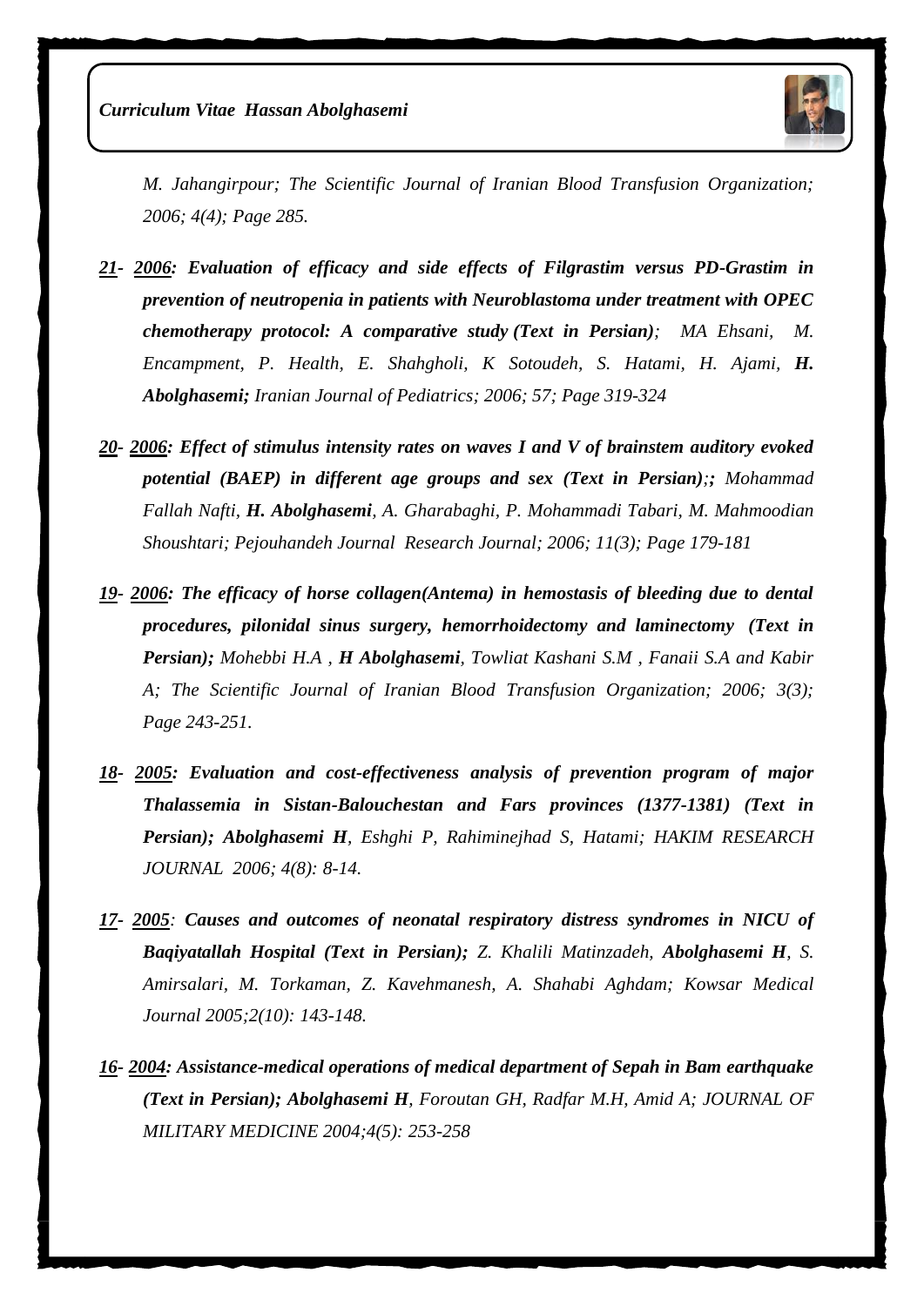*M. Jahangirpour; The Scientific Journal of Iranian Blood Transfusion Organization; 2006; 4(4); Page 285.*

***21- 2006: Evaluation of efficacy and side effects of Filgrastim versus PD-Grastim in prevention of neutropenia in patients with Neuroblastoma under treatment with OPEC chemotherapy protocol: A comparative study (Text in Persian)***; *MA Ehsani, M. Encampment, P. Health, E. Shahgholi, K Sotoudeh, S. Hatami, H. Ajami,* ***H. Abolghasemi;*** *Iranian Journal of Pediatrics; 2006; 57; Page 319-324*

***20- 2006: Effect of stimulus intensity rates on waves I and V of brainstem auditory evoked potential (BAEP) in different age groups and sex (Text in Persian);;*** *Mohammad Fallah Nafti,* ***H. Abolghasemi****, A. Gharabaghi, P. Mohammadi Tabari, M. Mahmoodian Shoushtari; Pejouhandeh Journal Research Journal; 2006; 11(3); Page 179-181*

***19- 2006: The efficacy of horse collagen(Antema) in hemostasis of bleeding due to dental procedures, pilonidal sinus surgery, hemorrhoidectomy and laminectomy (Text in Persian);*** *Mohebbi H.A ,* ***H Abolghasemi****, Towliat Kashani S.M , Fanaii S.A and Kabir A; The Scientific Journal of Iranian Blood Transfusion Organization; 2006; 3(3); Page 243-251.*

***18- 2005: Evaluation and cost-effectiveness analysis of prevention program of major Thalassemia in Sistan-Balouchestan and Fars provinces (1377-1381) (Text in Persian); Abolghasemi H****, Eshghi P, Rahiminejhad S, Hatami; HAKIM RESEARCH JOURNAL 2006; 4(8): 8-14.*

***17- 2005****:* ***Causes and outcomes of neonatal respiratory distress syndromes in NICU of Baqiyatallah Hospital (Text in Persian);*** *Z. Khalili Matinzadeh,* ***Abolghasemi H****, S. Amirsalari, M. Torkaman, Z. Kavehmanesh, A. Shahabi Aghdam; Kowsar Medical Journal 2005;2(10): 143-148.*

***16- 2004: Assistance-medical operations of medical department of Sepah in Bam earthquake (Text in Persian); Abolghasemi H****, Foroutan GH, Radfar M.H, Amid A; JOURNAL OF MILITARY MEDICINE 2004;4(5): 253-258*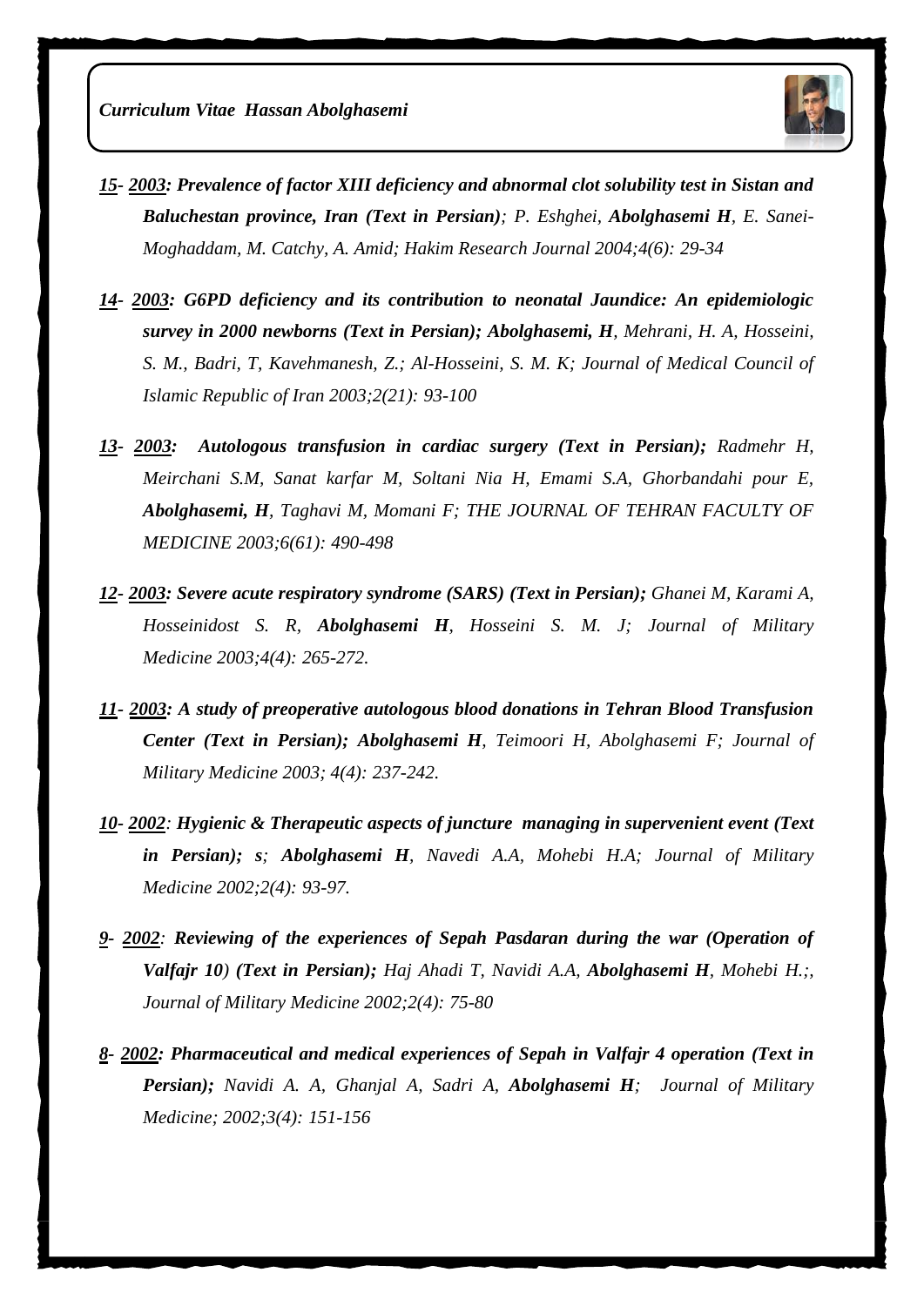***15- 2003: Prevalence of factor XIII deficiency and abnormal clot solubility test in Sistan and Baluchestan province, Iran (Text in Persian)****; P. Eshghei,* ***Abolghasemi H****, E. Sanei-Moghaddam, M. Catchy, A. Amid; Hakim Research Journal 2004;4(6): 29-34*

***14- 2003: G6PD deficiency and its contribution to neonatal Jaundice: An epidemiologic survey in 2000 newborns (Text in Persian); Abolghasemi, H****, Mehrani, H. A, Hosseini, S. M., Badri, T, Kavehmanesh, Z.; Al-Hosseini, S. M. K; Journal of Medical Council of Islamic Republic of Iran 2003;2(21): 93-100*

***13- 2003: Autologous transfusion in cardiac surgery (Text in Persian);*** *Radmehr H, Meirchani S.M, Sanat karfar M, Soltani Nia H, Emami S.A, Ghorbandahi pour E,* ***Abolghasemi, H****, Taghavi M, Momani F; THE JOURNAL OF TEHRAN FACULTY OF MEDICINE 2003;6(61): 490-498*

***12- 2003: Severe acute respiratory syndrome (SARS) (Text in Persian);*** *Ghanei M, Karami A, Hosseinidost S. R,* ***Abolghasemi H****, Hosseini S. M. J; Journal of Military Medicine 2003;4(4): 265-272.*

***11- 2003: A study of preoperative autologous blood donations in Tehran Blood Transfusion Center (Text in Persian); Abolghasemi H****, Teimoori H, Abolghasemi F; Journal of Military Medicine 2003; 4(4): 237-242.*

***10- 2002****:* ***Hygienic & Therapeutic aspects of juncture managing in supervenient event (Text in Persian); s; Abolghasemi H****, Navedi A.A, Mohebi H.A; Journal of Military Medicine 2002;2(4): 93-97.*

***9- 2002****:* ***Reviewing of the experiences of Sepah Pasdaran during the war (Operation of Valfajr 10****)* ***(Text in Persian);*** *Haj Ahadi T, Navidi A.A,* ***Abolghasemi H****, Mohebi H.;, Journal of Military Medicine 2002;2(4): 75-80*

***8- 2002: Pharmaceutical and medical experiences of Sepah in Valfajr 4 operation (Text in Persian);*** *Navidi A. A, Ghanjal A, Sadri A,* ***Abolghasemi H****; Journal of Military Medicine; 2002;3(4): 151-156*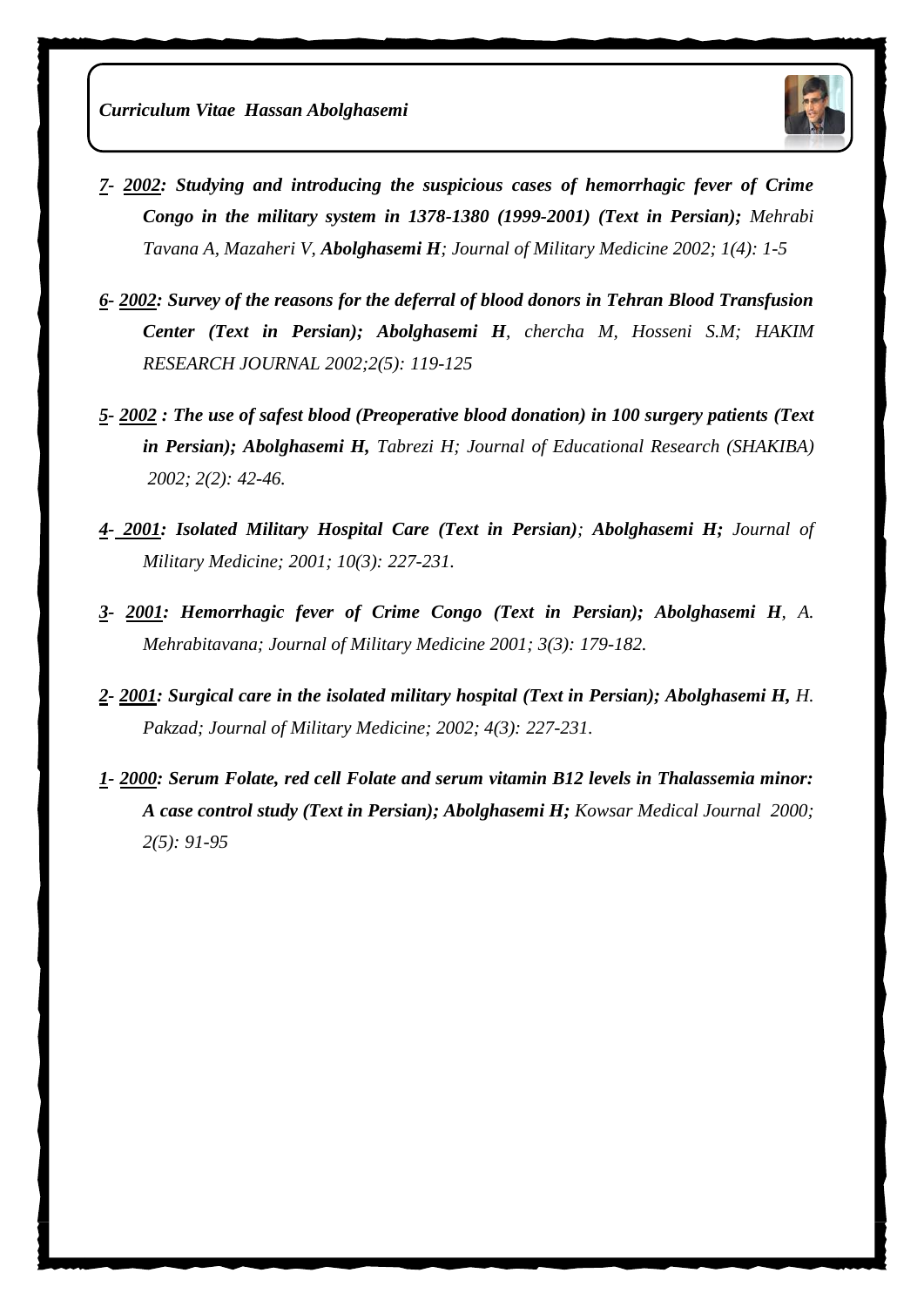***7- 2002: Studying and introducing the suspicious cases of hemorrhagic fever of Crime Congo in the military system in 1378-1380 (1999-2001) (Text in Persian);*** *Mehrabi Tavana A, Mazaheri V, **Abolghasemi H**; Journal of Military Medicine 2002; 1(4): 1-5*

***6- 2002: Survey of the reasons for the deferral of blood donors in Tehran Blood Transfusion Center (Text in Persian); Abolghasemi H**, chercha M, Hosseni S.M; HAKIM RESEARCH JOURNAL 2002;2(5): 119-125*

***5- 2002 : The use of safest blood (Preoperative blood donation) in 100 surgery patients (Text in Persian); Abolghasemi H,** Tabrezi H; Journal of Educational Research (SHAKIBA) 2002; 2(2): 42-46.*

***4- 2001: Isolated Military Hospital Care (Text in Persian)**; **Abolghasemi H;** Journal of Military Medicine; 2001; 10(3): 227-231.*

***3- 2001: Hemorrhagic fever of Crime Congo (Text in Persian); Abolghasemi H**, A. Mehrabitavana; Journal of Military Medicine 2001; 3(3): 179-182.*

***2- 2001: Surgical care in the isolated military hospital (Text in Persian); Abolghasemi H,** H. Pakzad; Journal of Military Medicine; 2002; 4(3): 227-231.*

***1- 2000: Serum Folate, red cell Folate and serum vitamin B12 levels in Thalassemia minor: A case control study (Text in Persian); Abolghasemi H;** Kowsar Medical Journal 2000; 2(5): 91-95*